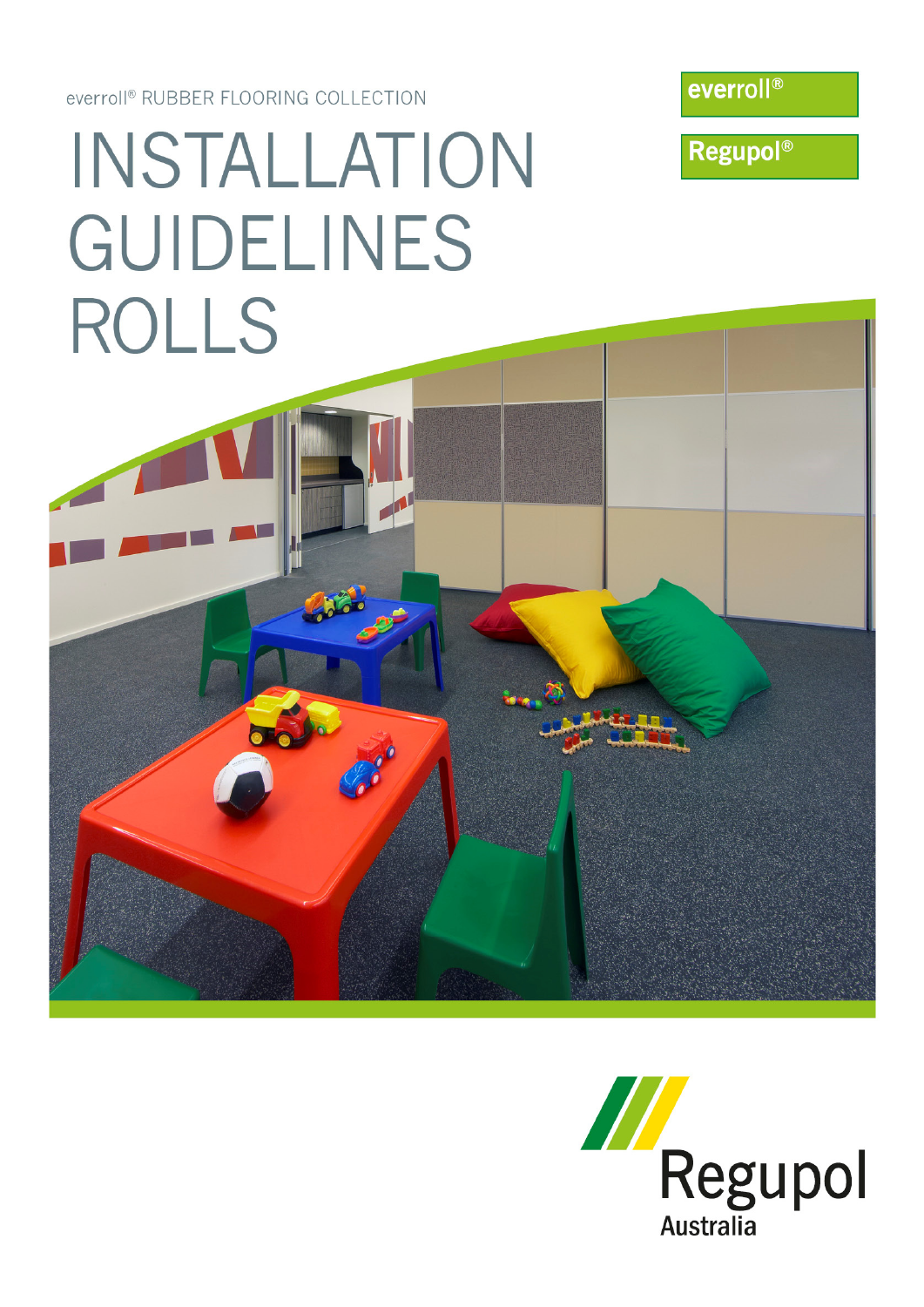everroll® RUBBER FLOORING COLLECTION

# INSTALLATION GUIDELINES ROLLS

everroll®

Regupol®

Regupol Australia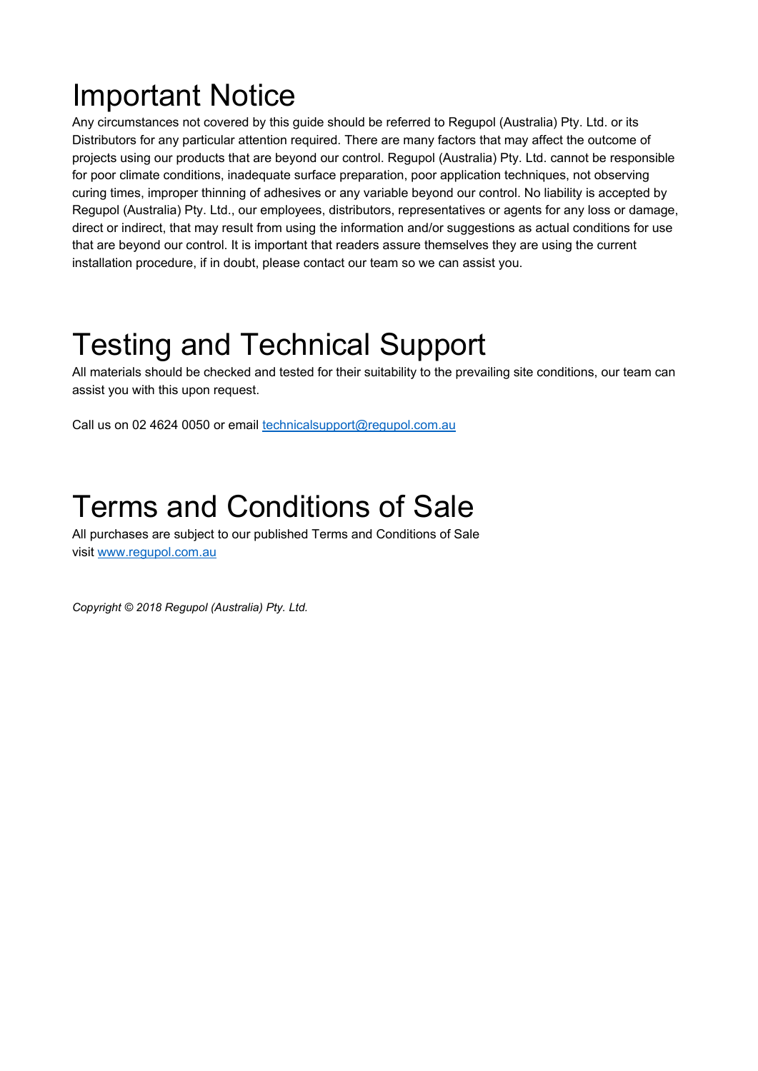# Important Notice

Any circumstances not covered by this guide should be referred to Regupol (Australia) Pty. Ltd. or its Distributors for any particular attention required. There are many factors that may affect the outcome of projects using our products that are beyond our control. Regupol (Australia) Pty. Ltd. cannot be responsible for poor climate conditions, inadequate surface preparation, poor application techniques, not observing curing times, improper thinning of adhesives or any variable beyond our control. No liability is accepted by Regupol (Australia) Pty. Ltd., our employees, distributors, representatives or agents for any loss or damage, direct or indirect, that may result from using the information and/or suggestions as actual conditions for use that are beyond our control. It is important that readers assure themselves they are using the current installation procedure, if in doubt, please contact our team so we can assist you.

# Testing and Technical Support

All materials should be checked and tested for their suitability to the prevailing site conditions, our team can assist you with this upon request.

Call us on 02 4624 0050 or email [technicalsupport@regupol.com.au](mailto:technicalsupport@regupol.com.au)

# Terms and Conditions of Sale

All purchases are subject to our published Terms and Conditions of Sale
visit [www.regupol.com.au](http://www.regupol.com.au)

*Copyright © 2018 Regupol (Australia) Pty. Ltd.*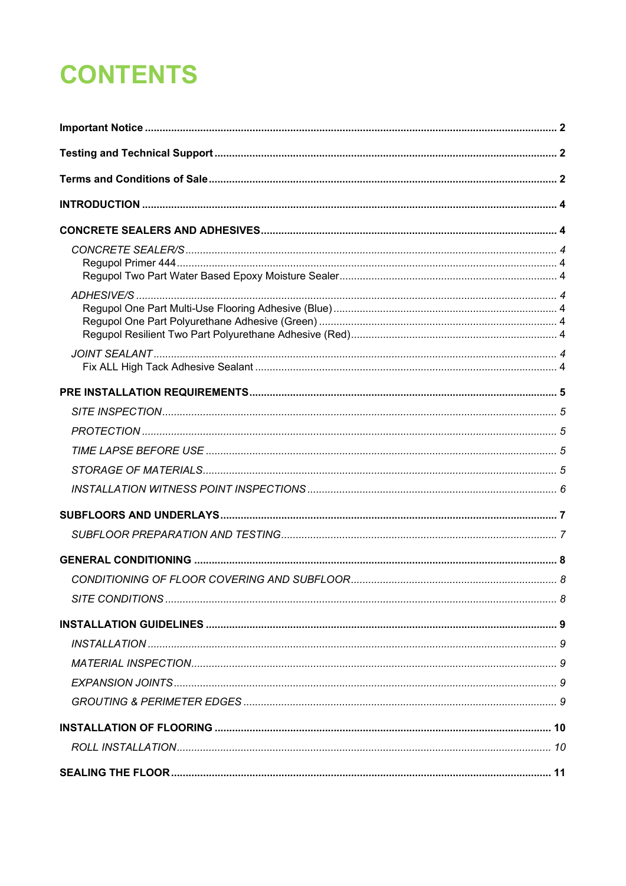# CONTENTS

**Important Notice** .......... **2**

**Testing and Technical Support** .......... **2**

**Terms and Conditions of Sale** .......... **2**

**INTRODUCTION** .......... **4**

**CONCRETE SEALERS AND ADHESIVES** .......... **4**

*CONCRETE SEALER/S* .......... *4*

Regupol Primer 444 .......... 4

Regupol Two Part Water Based Epoxy Moisture Sealer .......... 4

*ADHESIVE/S* .......... *4*

Regupol One Part Multi-Use Flooring Adhesive (Blue) .......... 4

Regupol One Part Polyurethane Adhesive (Green) .......... 4

Regupol Resilient Two Part Polyurethane Adhesive (Red) .......... 4

*JOINT SEALANT* .......... *4*

Fix ALL High Tack Adhesive Sealant .......... 4

**PRE INSTALLATION REQUIREMENTS** .......... **5**

*SITE INSPECTION* .......... *5*

*PROTECTION* .......... *5*

*TIME LAPSE BEFORE USE* .......... *5*

*STORAGE OF MATERIALS* .......... *5*

*INSTALLATION WITNESS POINT INSPECTIONS* .......... *6*

**SUBFLOORS AND UNDERLAYS** .......... **7**

*SUBFLOOR PREPARATION AND TESTING* .......... *7*

**GENERAL CONDITIONING** .......... **8**

*CONDITIONING OF FLOOR COVERING AND SUBFLOOR* .......... *8*

*SITE CONDITIONS* .......... *8*

**INSTALLATION GUIDELINES** .......... **9**

*INSTALLATION* .......... *9*

*MATERIAL INSPECTION* .......... *9*

*EXPANSION JOINTS* .......... *9*

*GROUTING & PERIMETER EDGES* .......... *9*

**INSTALLATION OF FLOORING** .......... **10**

*ROLL INSTALLATION* .......... *10*

**SEALING THE FLOOR** .......... **11**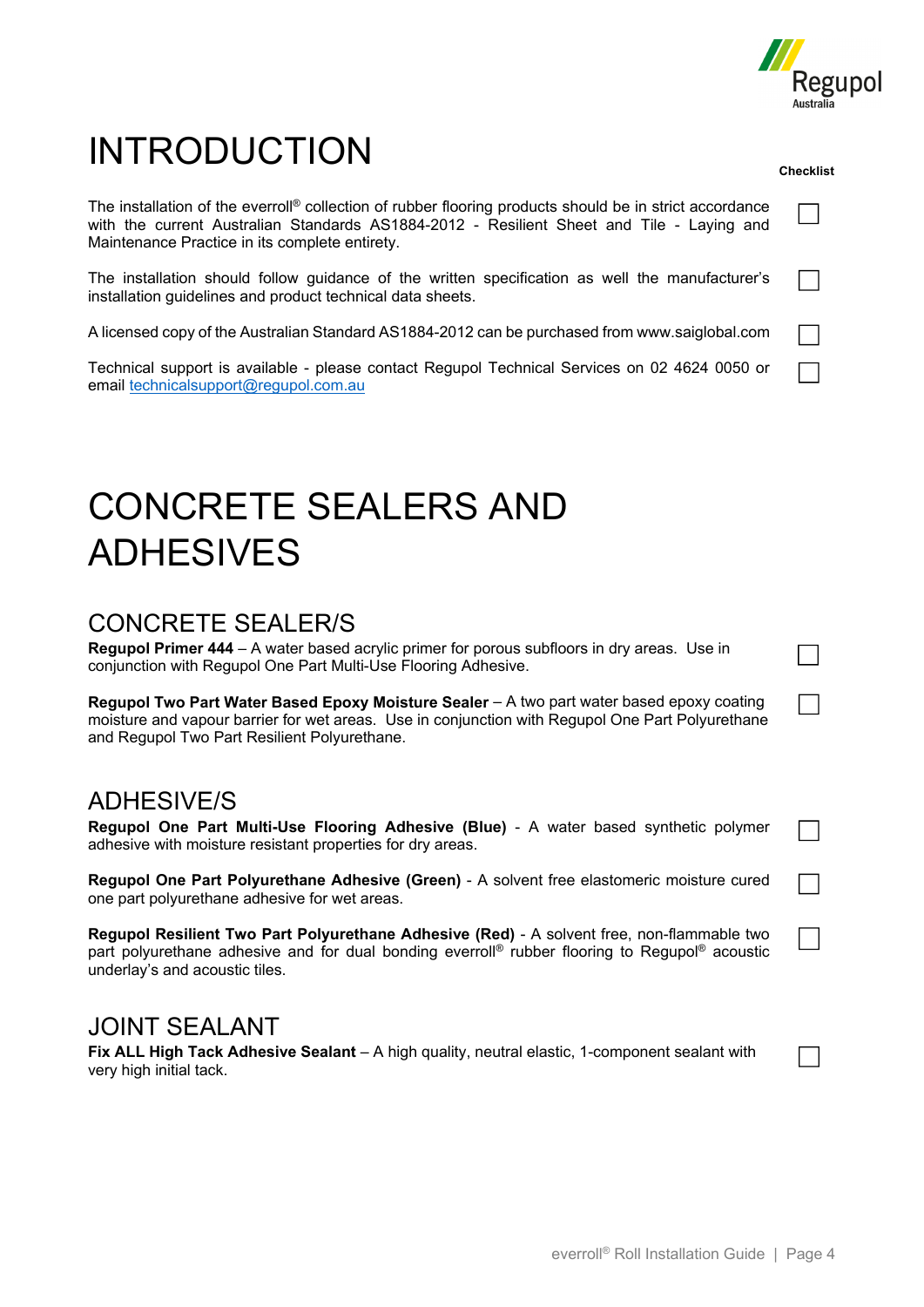# INTRODUCTION

Checklist

The installation of the everroll® collection of rubber flooring products should be in strict accordance with the current Australian Standards AS1884-2012 - Resilient Sheet and Tile - Laying and Maintenance Practice in its complete entirety. ☐

The installation should follow guidance of the written specification as well the manufacturer's installation guidelines and product technical data sheets. ☐

A licensed copy of the Australian Standard AS1884-2012 can be purchased from www.saiglobal.com ☐

Technical support is available - please contact Regupol Technical Services on 02 4624 0050 or email technicalsupport@regupol.com.au ☐

# CONCRETE SEALERS AND ADHESIVES

## CONCRETE SEALER/S

**Regupol Primer 444** – A water based acrylic primer for porous subfloors in dry areas. Use in conjunction with Regupol One Part Multi-Use Flooring Adhesive. ☐

**Regupol Two Part Water Based Epoxy Moisture Sealer** – A two part water based epoxy coating moisture and vapour barrier for wet areas. Use in conjunction with Regupol One Part Polyurethane and Regupol Two Part Resilient Polyurethane. ☐

## ADHESIVE/S

**Regupol One Part Multi-Use Flooring Adhesive (Blue)** - A water based synthetic polymer adhesive with moisture resistant properties for dry areas. ☐

**Regupol One Part Polyurethane Adhesive (Green)** - A solvent free elastomeric moisture cured one part polyurethane adhesive for wet areas. ☐

**Regupol Resilient Two Part Polyurethane Adhesive (Red)** - A solvent free, non-flammable two part polyurethane adhesive and for dual bonding everroll® rubber flooring to Regupol® acoustic underlay's and acoustic tiles. ☐

## JOINT SEALANT

**Fix ALL High Tack Adhesive Sealant** – A high quality, neutral elastic, 1-component sealant with very high initial tack. ☐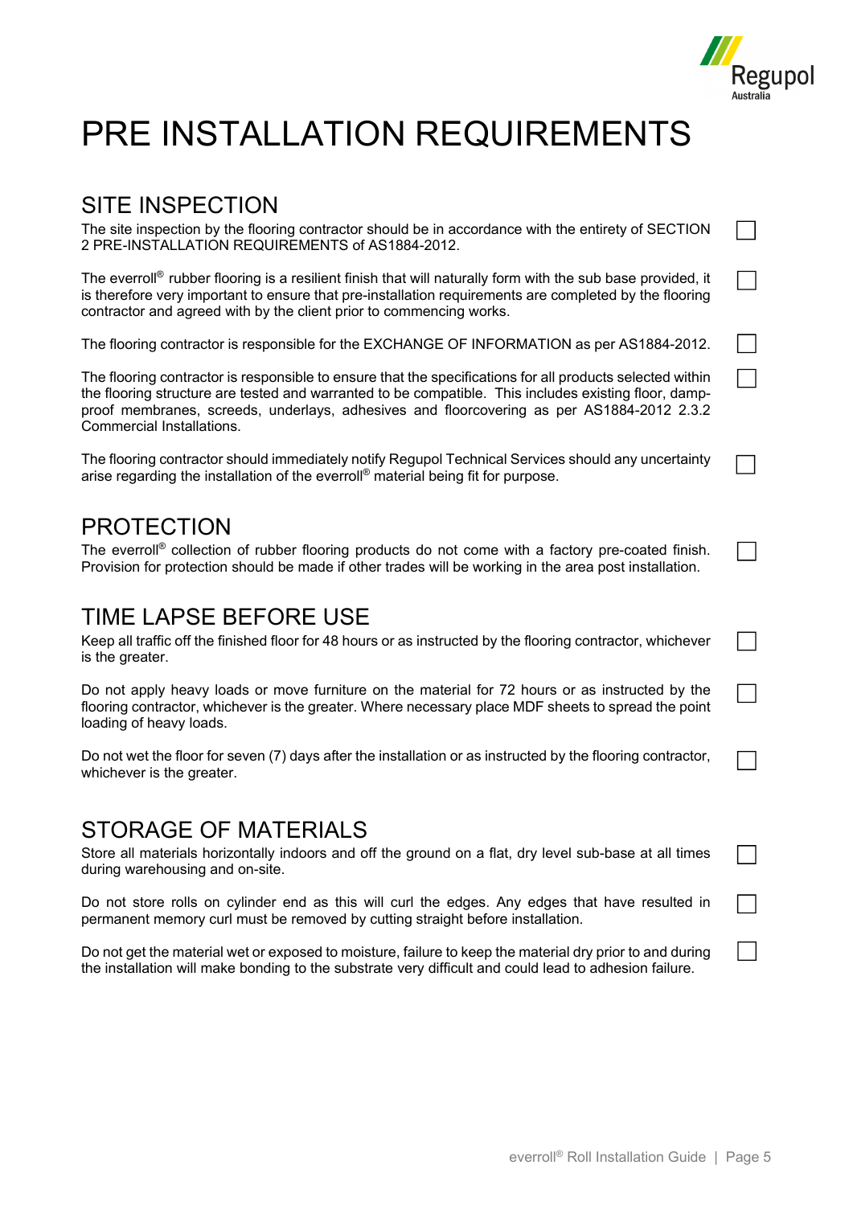# PRE INSTALLATION REQUIREMENTS

## SITE INSPECTION

- [ ] The site inspection by the flooring contractor should be in accordance with the entirety of SECTION 2 PRE-INSTALLATION REQUIREMENTS of AS1884-2012.

- [ ] The everroll® rubber flooring is a resilient finish that will naturally form with the sub base provided, it is therefore very important to ensure that pre-installation requirements are completed by the flooring contractor and agreed with by the client prior to commencing works.

- [ ] The flooring contractor is responsible for the EXCHANGE OF INFORMATION as per AS1884-2012.

- [ ] The flooring contractor is responsible to ensure that the specifications for all products selected within the flooring structure are tested and warranted to be compatible. This includes existing floor, damp-proof membranes, screeds, underlays, adhesives and floorcovering as per AS1884-2012 2.3.2 Commercial Installations.

- [ ] The flooring contractor should immediately notify Regupol Technical Services should any uncertainty arise regarding the installation of the everroll® material being fit for purpose.

## PROTECTION

- [ ] The everroll® collection of rubber flooring products do not come with a factory pre-coated finish. Provision for protection should be made if other trades will be working in the area post installation.

## TIME LAPSE BEFORE USE

- [ ] Keep all traffic off the finished floor for 48 hours or as instructed by the flooring contractor, whichever is the greater.

- [ ] Do not apply heavy loads or move furniture on the material for 72 hours or as instructed by the flooring contractor, whichever is the greater. Where necessary place MDF sheets to spread the point loading of heavy loads.

- [ ] Do not wet the floor for seven (7) days after the installation or as instructed by the flooring contractor, whichever is the greater.

## STORAGE OF MATERIALS

- [ ] Store all materials horizontally indoors and off the ground on a flat, dry level sub-base at all times during warehousing and on-site.

- [ ] Do not store rolls on cylinder end as this will curl the edges. Any edges that have resulted in permanent memory curl must be removed by cutting straight before installation.

- [ ] Do not get the material wet or exposed to moisture, failure to keep the material dry prior to and during the installation will make bonding to the substrate very difficult and could lead to adhesion failure.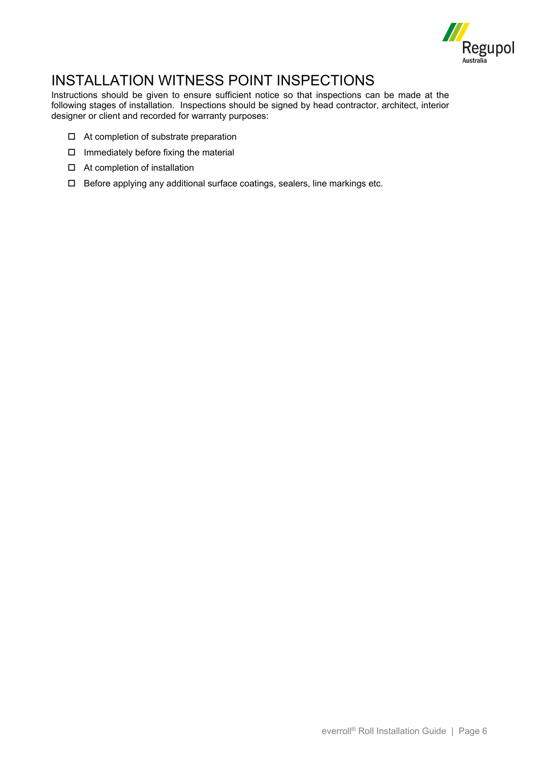# INSTALLATION WITNESS POINT INSPECTIONS

Instructions should be given to ensure sufficient notice so that inspections can be made at the following stages of installation. Inspections should be signed by head contractor, architect, interior designer or client and recorded for warranty purposes:

- ☐ At completion of substrate preparation
- ☐ Immediately before fixing the material
- ☐ At completion of installation
- ☐ Before applying any additional surface coatings, sealers, line markings etc.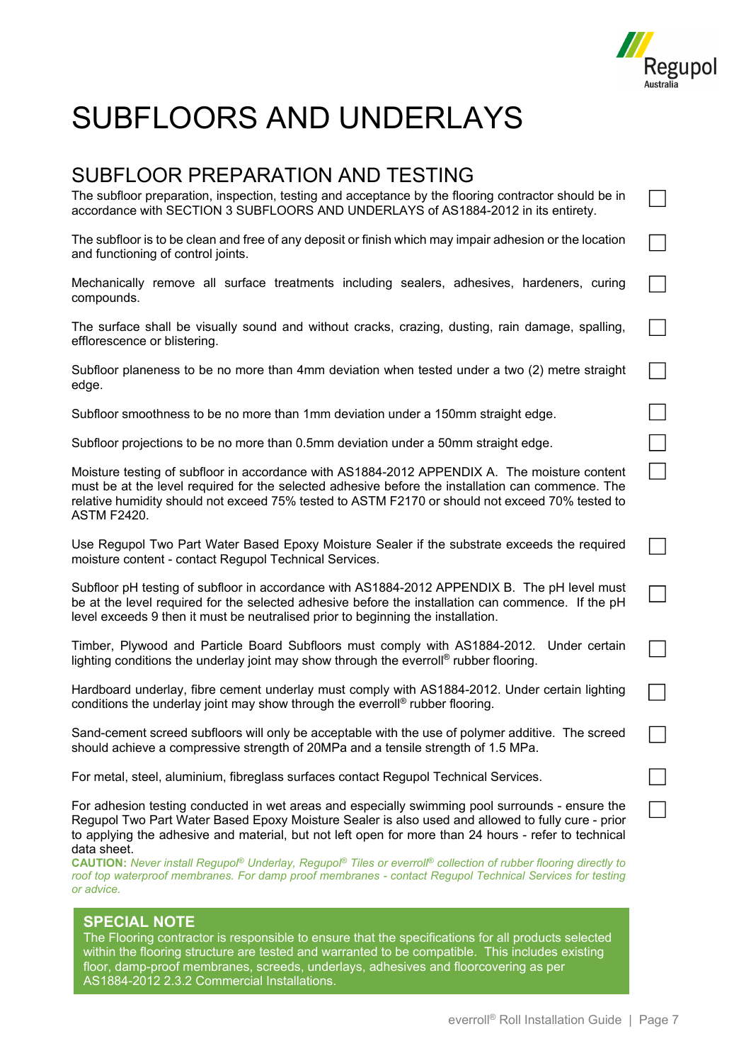# SUBFLOORS AND UNDERLAYS

## SUBFLOOR PREPARATION AND TESTING

The subfloor preparation, inspection, testing and acceptance by the flooring contractor should be in accordance with SECTION 3 SUBFLOORS AND UNDERLAYS of AS1884-2012 in its entirety. ☐

The subfloor is to be clean and free of any deposit or finish which may impair adhesion or the location and functioning of control joints. ☐

Mechanically remove all surface treatments including sealers, adhesives, hardeners, curing compounds. ☐

The surface shall be visually sound and without cracks, crazing, dusting, rain damage, spalling, efflorescence or blistering. ☐

Subfloor planeness to be no more than 4mm deviation when tested under a two (2) metre straight edge. ☐

Subfloor smoothness to be no more than 1mm deviation under a 150mm straight edge. ☐

Subfloor projections to be no more than 0.5mm deviation under a 50mm straight edge. ☐

Moisture testing of subfloor in accordance with AS1884-2012 APPENDIX A. The moisture content must be at the level required for the selected adhesive before the installation can commence. The relative humidity should not exceed 75% tested to ASTM F2170 or should not exceed 70% tested to ASTM F2420. ☐

Use Regupol Two Part Water Based Epoxy Moisture Sealer if the substrate exceeds the required moisture content - contact Regupol Technical Services. ☐

Subfloor pH testing of subfloor in accordance with AS1884-2012 APPENDIX B. The pH level must be at the level required for the selected adhesive before the installation can commence. If the pH level exceeds 9 then it must be neutralised prior to beginning the installation. ☐

Timber, Plywood and Particle Board Subfloors must comply with AS1884-2012. Under certain lighting conditions the underlay joint may show through the everroll® rubber flooring. ☐

Hardboard underlay, fibre cement underlay must comply with AS1884-2012. Under certain lighting conditions the underlay joint may show through the everroll® rubber flooring. ☐

Sand-cement screed subfloors will only be acceptable with the use of polymer additive. The screed should achieve a compressive strength of 20MPa and a tensile strength of 1.5 MPa. ☐

For metal, steel, aluminium, fibreglass surfaces contact Regupol Technical Services. ☐

For adhesion testing conducted in wet areas and especially swimming pool surrounds - ensure the Regupol Two Part Water Based Epoxy Moisture Sealer is also used and allowed to fully cure - prior to applying the adhesive and material, but not left open for more than 24 hours - refer to technical data sheet. ☐

**CAUTION:** *Never install Regupol® Underlay, Regupol® Tiles or everroll® collection of rubber flooring directly to roof top waterproof membranes. For damp proof membranes - contact Regupol Technical Services for testing or advice.*

### SPECIAL NOTE

The Flooring contractor is responsible to ensure that the specifications for all products selected within the flooring structure are tested and warranted to be compatible. This includes existing floor, damp-proof membranes, screeds, underlays, adhesives and floorcovering as per AS1884-2012 2.3.2 Commercial Installations.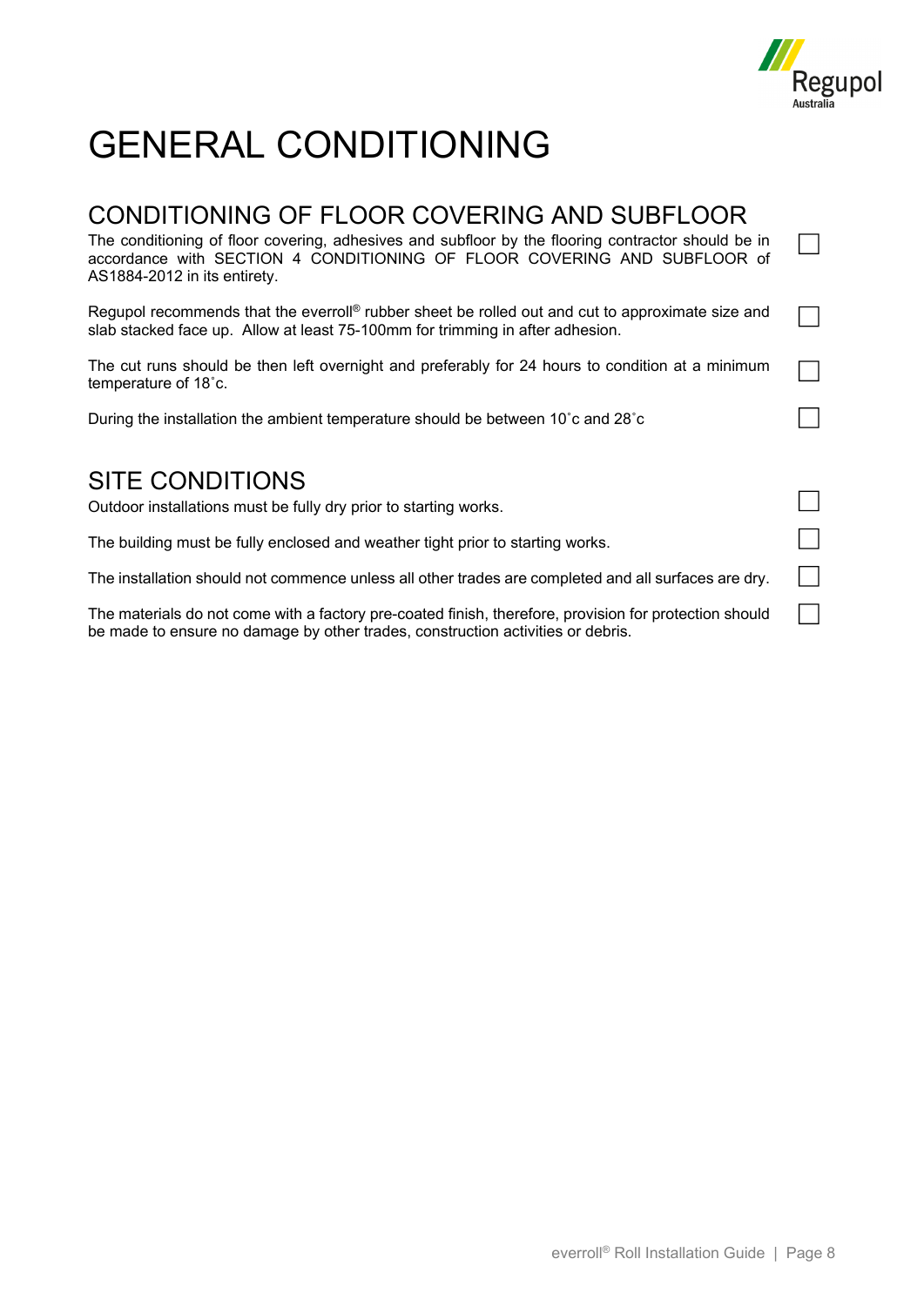# GENERAL CONDITIONING

## CONDITIONING OF FLOOR COVERING AND SUBFLOOR

The conditioning of floor covering, adhesives and subfloor by the flooring contractor should be in accordance with SECTION 4 CONDITIONING OF FLOOR COVERING AND SUBFLOOR of AS1884-2012 in its entirety. ☐

Regupol recommends that the everroll® rubber sheet be rolled out and cut to approximate size and slab stacked face up. Allow at least 75-100mm for trimming in after adhesion. ☐

The cut runs should be then left overnight and preferably for 24 hours to condition at a minimum temperature of 18˚c. ☐

During the installation the ambient temperature should be between 10˚c and 28˚c ☐

## SITE CONDITIONS

Outdoor installations must be fully dry prior to starting works. ☐

The building must be fully enclosed and weather tight prior to starting works. ☐

The installation should not commence unless all other trades are completed and all surfaces are dry. ☐

The materials do not come with a factory pre-coated finish, therefore, provision for protection should be made to ensure no damage by other trades, construction activities or debris. ☐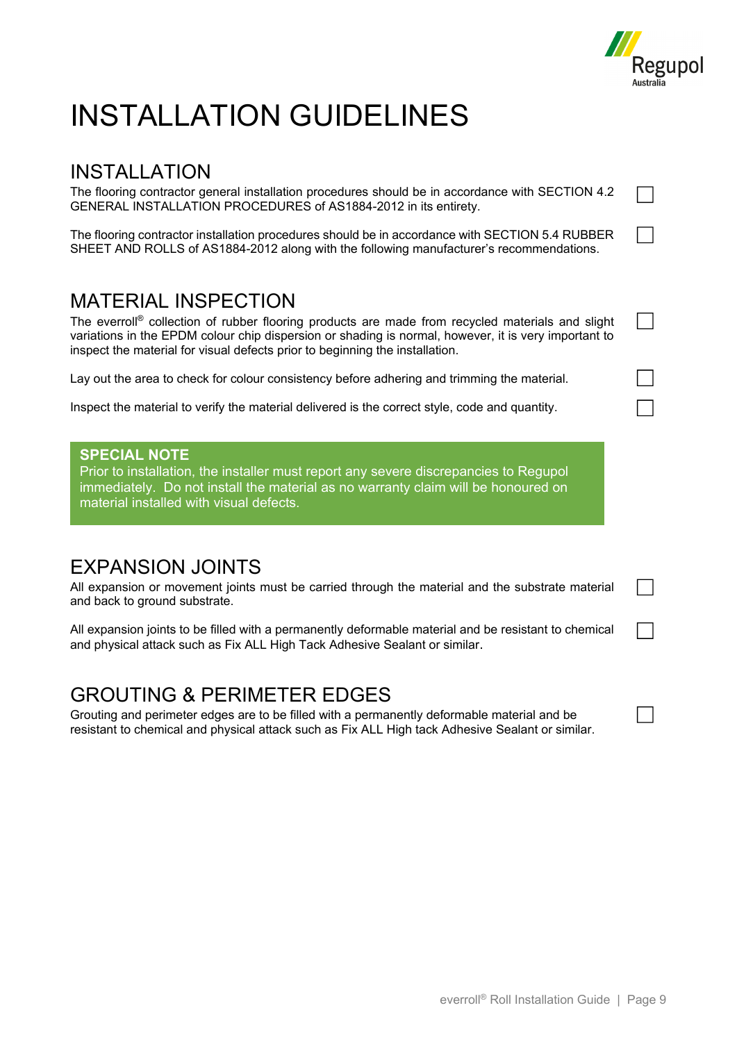# INSTALLATION GUIDELINES

## INSTALLATION

The flooring contractor general installation procedures should be in accordance with SECTION 4.2 GENERAL INSTALLATION PROCEDURES of AS1884-2012 in its entirety. ☐

The flooring contractor installation procedures should be in accordance with SECTION 5.4 RUBBER SHEET AND ROLLS of AS1884-2012 along with the following manufacturer's recommendations. ☐

## MATERIAL INSPECTION

The everroll® collection of rubber flooring products are made from recycled materials and slight variations in the EPDM colour chip dispersion or shading is normal, however, it is very important to inspect the material for visual defects prior to beginning the installation. ☐

Lay out the area to check for colour consistency before adhering and trimming the material. ☐

Inspect the material to verify the material delivered is the correct style, code and quantity. ☐

> **SPECIAL NOTE**
> Prior to installation, the installer must report any severe discrepancies to Regupol immediately. Do not install the material as no warranty claim will be honoured on material installed with visual defects.

## EXPANSION JOINTS

All expansion or movement joints must be carried through the material and the substrate material and back to ground substrate. ☐

All expansion joints to be filled with a permanently deformable material and be resistant to chemical and physical attack such as Fix ALL High Tack Adhesive Sealant or similar. ☐

## GROUTING & PERIMETER EDGES

Grouting and perimeter edges are to be filled with a permanently deformable material and be resistant to chemical and physical attack such as Fix ALL High tack Adhesive Sealant or similar. ☐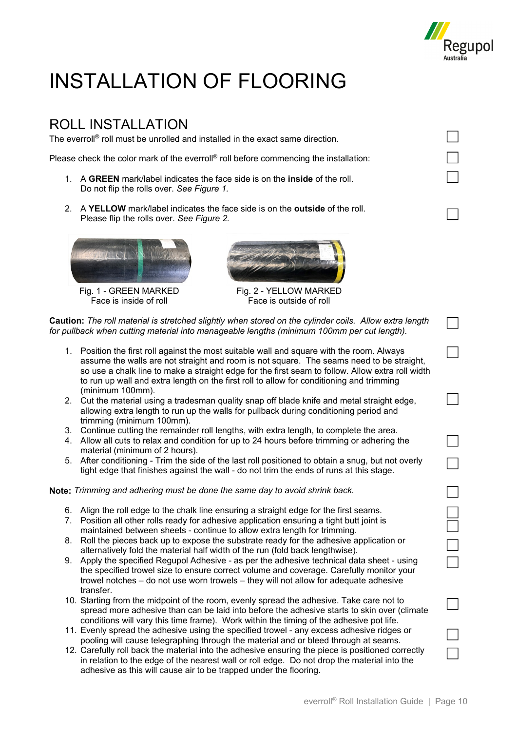# INSTALLATION OF FLOORING

## ROLL INSTALLATION

The everroll® roll must be unrolled and installed in the exact same direction.

Please check the color mark of the everroll® roll before commencing the installation:

1. A **GREEN** mark/label indicates the face side is on the **inside** of the roll. Do not flip the rolls over. *See Figure 1.*
2. A **YELLOW** mark/label indicates the face side is on the **outside** of the roll. Please flip the rolls over. *See Figure 2.*

Fig. 1 - GREEN MARKED
Face is inside of roll

Fig. 2 - YELLOW MARKED
Face is outside of roll

**Caution:** *The roll material is stretched slightly when stored on the cylinder coils. Allow extra length for pullback when cutting material into manageable lengths (minimum 100mm per cut length).*

1. Position the first roll against the most suitable wall and square with the room. Always assume the walls are not straight and room is not square. The seams need to be straight, so use a chalk line to make a straight edge for the first seam to follow. Allow extra roll width to run up wall and extra length on the first roll to allow for conditioning and trimming (minimum 100mm).
2. Cut the material using a tradesman quality snap off blade knife and metal straight edge, allowing extra length to run up the walls for pullback during conditioning period and trimming (minimum 100mm).
3. Continue cutting the remainder roll lengths, with extra length, to complete the area.
4. Allow all cuts to relax and condition for up to 24 hours before trimming or adhering the material (minimum of 2 hours).
5. After conditioning - Trim the side of the last roll positioned to obtain a snug, but not overly tight edge that finishes against the wall - do not trim the ends of runs at this stage.

**Note:** *Trimming and adhering must be done the same day to avoid shrink back.*

6. Align the roll edge to the chalk line ensuring a straight edge for the first seams.
7. Position all other rolls ready for adhesive application ensuring a tight butt joint is maintained between sheets - continue to allow extra length for trimming.
8. Roll the pieces back up to expose the substrate ready for the adhesive application or alternatively fold the material half width of the run (fold back lengthwise).
9. Apply the specified Regupol Adhesive - as per the adhesive technical data sheet - using the specified trowel size to ensure correct volume and coverage. Carefully monitor your trowel notches – do not use worn trowels – they will not allow for adequate adhesive transfer.
10. Starting from the midpoint of the room, evenly spread the adhesive. Take care not to spread more adhesive than can be laid into before the adhesive starts to skin over (climate conditions will vary this time frame). Work within the timing of the adhesive pot life.
11. Evenly spread the adhesive using the specified trowel - any excess adhesive ridges or pooling will cause telegraphing through the material and or bleed through at seams.
12. Carefully roll back the material into the adhesive ensuring the piece is positioned correctly in relation to the edge of the nearest wall or roll edge. Do not drop the material into the adhesive as this will cause air to be trapped under the flooring.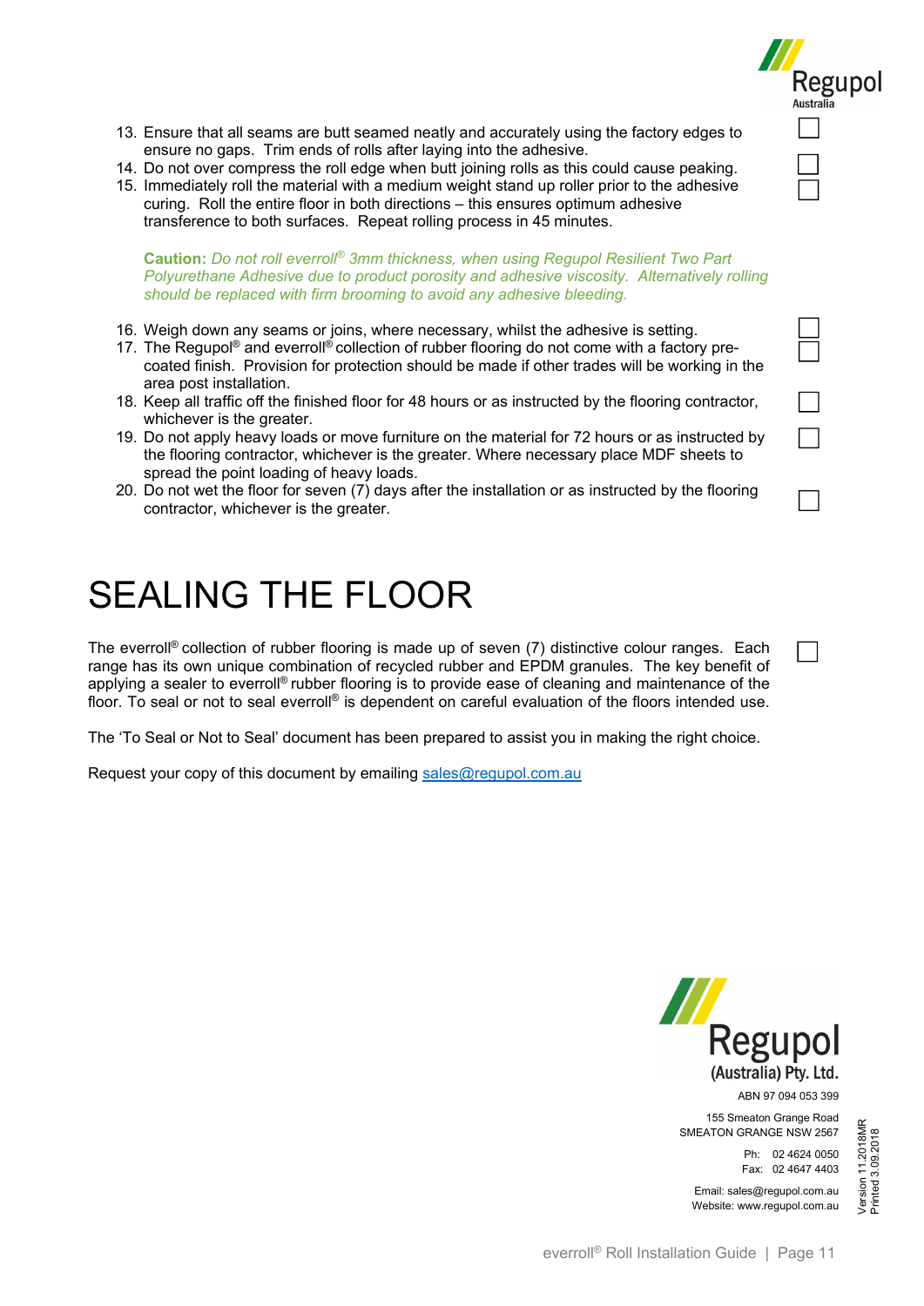13. Ensure that all seams are butt seamed neatly and accurately using the factory edges to ensure no gaps. Trim ends of rolls after laying into the adhesive.
14. Do not over compress the roll edge when butt joining rolls as this could cause peaking.
15. Immediately roll the material with a medium weight stand up roller prior to the adhesive curing. Roll the entire floor in both directions – this ensures optimum adhesive transference to both surfaces. Repeat rolling process in 45 minutes.

**Caution:** *Do not roll everroll® 3mm thickness, when using Regupol Resilient Two Part Polyurethane Adhesive due to product porosity and adhesive viscosity. Alternatively rolling should be replaced with firm brooming to avoid any adhesive bleeding.*

16. Weigh down any seams or joins, where necessary, whilst the adhesive is setting.
17. The Regupol® and everroll® collection of rubber flooring do not come with a factory pre-coated finish. Provision for protection should be made if other trades will be working in the area post installation.
18. Keep all traffic off the finished floor for 48 hours or as instructed by the flooring contractor, whichever is the greater.
19. Do not apply heavy loads or move furniture on the material for 72 hours or as instructed by the flooring contractor, whichever is the greater. Where necessary place MDF sheets to spread the point loading of heavy loads.
20. Do not wet the floor for seven (7) days after the installation or as instructed by the flooring contractor, whichever is the greater.

# SEALING THE FLOOR

The everroll® collection of rubber flooring is made up of seven (7) distinctive colour ranges. Each range has its own unique combination of recycled rubber and EPDM granules. The key benefit of applying a sealer to everroll® rubber flooring is to provide ease of cleaning and maintenance of the floor. To seal or not to seal everroll® is dependent on careful evaluation of the floors intended use.

The 'To Seal or Not to Seal' document has been prepared to assist you in making the right choice.

Request your copy of this document by emailing sales@regupol.com.au

Regupol (Australia) Pty. Ltd.

ABN 97 094 053 399

155 Smeaton Grange Road
SMEATON GRANGE NSW 2567

Ph: 02 4624 0050
Fax: 02 4647 4403

Email: sales@regupol.com.au
Website: www.regupol.com.au

Version 11.2018MR
Printed 3.09.2018